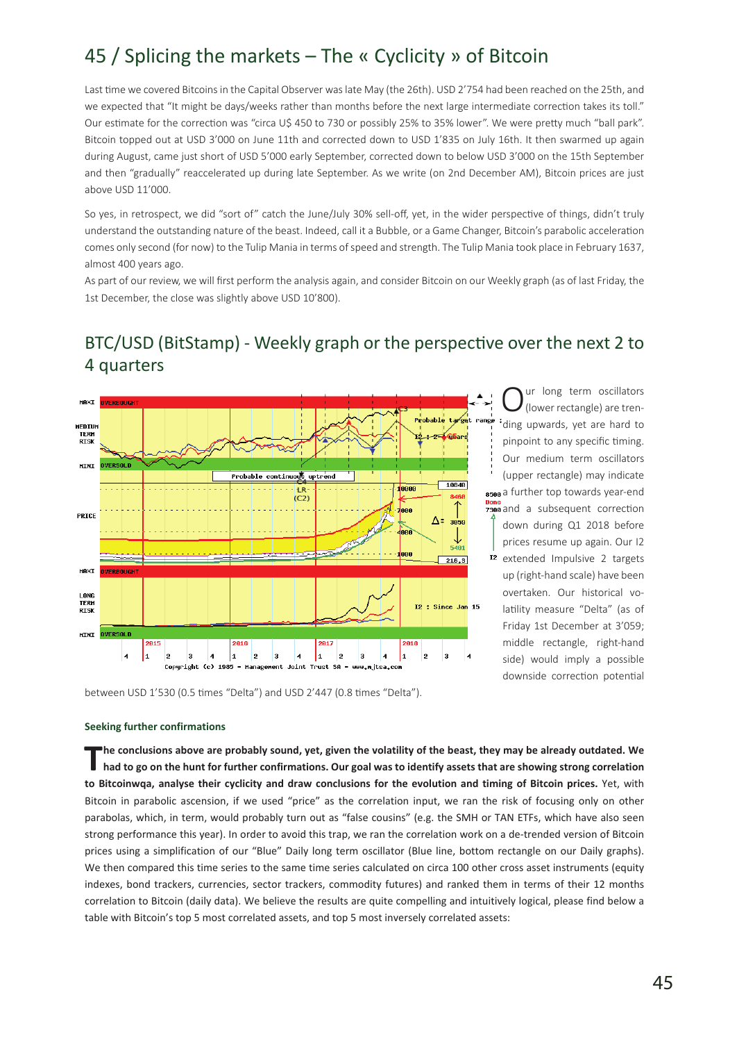# 45 / Splicing the markets – The « Cyclicity » of Bitcoin

Last time we covered Bitcoins in the Capital Observer was late May (the 26th). USD 2'754 had been reached on the 25th, and we expected that "It might be days/weeks rather than months before the next large intermediate correction takes its toll." Our estimate for the correction was "circa U$ 450 to 730 or possibly 25% to 35% lower". We were pretty much "ball park". Bitcoin topped out at USD 3'000 on June 11th and corrected down to USD 1'835 on July 16th. It then swarmed up again during August, came just short of USD 5'000 early September, corrected down to below USD 3'000 on the 15th September and then "gradually" reaccelerated up during late September. As we write (on 2nd December AM), Bitcoin prices are just above USD 11'000.

So yes, in retrospect, we did "sort of" catch the June/July 30% sell-off, yet, in the wider perspective of things, didn't truly understand the outstanding nature of the beast. Indeed, call it a Bubble, or a Game Changer, Bitcoin's parabolic acceleration comes only second (for now) to the Tulip Mania in terms of speed and strength. The Tulip Mania took place in February 1637, almost 400 years ago.

As part of our review, we will first perform the analysis again, and consider Bitcoin on our Weekly graph (as of last Friday, the 1st December, the close was slightly above USD 10'800).

## BTC/USD (BitStamp) - Weekly graph or the perspective over the next 2 to 4 quarters

Our long term oscillators (lower rectangle) are trending upwards, yet are hard to pinpoint to any specific timing. Our medium term oscillators (upper rectangle) may indicate a further top towards year-end and a subsequent correction down during Q1 2018 before prices resume up again. Our I2 extended Impulsive 2 targets up (right-hand scale) have been overtaken. Our historical volatility measure "Delta" (as of Friday 1st December at 3'059; middle rectangle, right-hand side) would imply a possible downside correction potential between USD 1'530 (0.5 times "Delta") and USD 2'447 (0.8 times "Delta").

### Seeking further confirmations

**The conclusions above are probably sound, yet, given the volatility of the beast, they may be already outdated. We had to go on the hunt for further confirmations. Our goal was to identify assets that are showing strong correlation to Bitcoinwqa, analyse their cyclicity and draw conclusions for the evolution and timing of Bitcoin prices.** Yet, with Bitcoin in parabolic ascension, if we used "price" as the correlation input, we ran the risk of focusing only on other parabolas, which, in term, would probably turn out as "false cousins" (e.g. the SMH or TAN ETFs, which have also seen strong performance this year). In order to avoid this trap, we ran the correlation work on a de-trended version of Bitcoin prices using a simplification of our "Blue" Daily long term oscillator (Blue line, bottom rectangle on our Daily graphs). We then compared this time series to the same time series calculated on circa 100 other cross asset instruments (equity indexes, bond trackers, currencies, sector trackers, commodity futures) and ranked them in terms of their 12 months correlation to Bitcoin (daily data). We believe the results are quite compelling and intuitively logical, please find below a table with Bitcoin's top 5 most correlated assets, and top 5 most inversely correlated assets: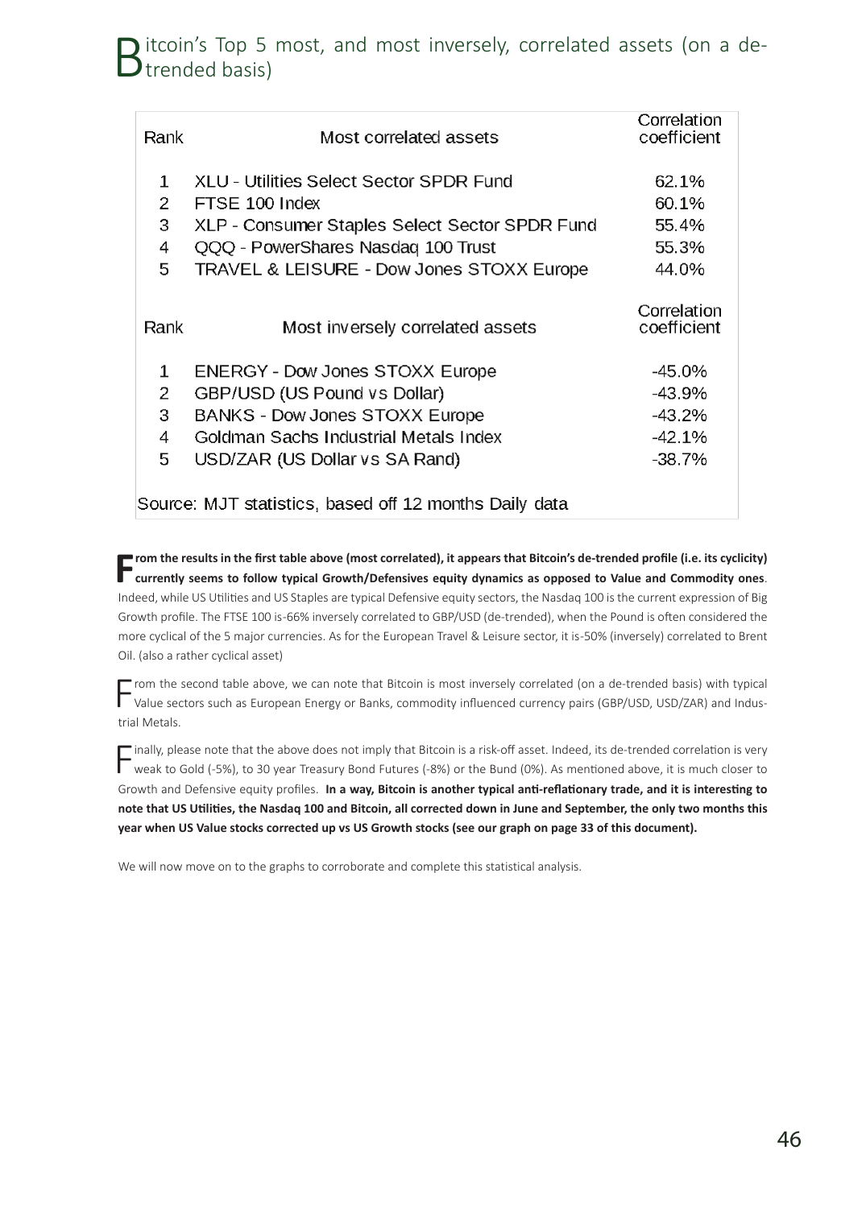## Bitcoin's Top 5 most, and most inversely, correlated assets (on a de-trended basis)

| Rank | Most correlated assets | Correlation coefficient |
|---|---|---|
| 1 | XLU - Utilities Select Sector SPDR Fund | 62.1% |
| 2 | FTSE 100 Index | 60.1% |
| 3 | XLP - Consumer Staples Select Sector SPDR Fund | 55.4% |
| 4 | QQQ - PowerShares Nasdaq 100 Trust | 55.3% |
| 5 | TRAVEL & LEISURE - Dow Jones STOXX Europe | 44.0% |
| **Rank** | **Most inversely correlated assets** | **Correlation coefficient** |
| 1 | ENERGY - Dow Jones STOXX Europe | -45.0% |
| 2 | GBP/USD (US Pound vs Dollar) | -43.9% |
| 3 | BANKS - Dow Jones STOXX Europe | -43.2% |
| 4 | Goldman Sachs Industrial Metals Index | -42.1% |
| 5 | USD/ZAR (US Dollar vs SA Rand) | -38.7% |

Source: MJT statistics, based off 12 months Daily data

**From the results in the first table above (most correlated), it appears that Bitcoin's de-trended profile (i.e. its cyclicity) currently seems to follow typical Growth/Defensives equity dynamics as opposed to Value and Commodity ones**. Indeed, while US Utilities and US Staples are typical Defensive equity sectors, the Nasdaq 100 is the current expression of Big Growth profile. The FTSE 100 is-66% inversely correlated to GBP/USD (de-trended), when the Pound is often considered the more cyclical of the 5 major currencies. As for the European Travel & Leisure sector, it is-50% (inversely) correlated to Brent Oil. (also a rather cyclical asset)

From the second table above, we can note that Bitcoin is most inversely correlated (on a de-trended basis) with typical Value sectors such as European Energy or Banks, commodity influenced currency pairs (GBP/USD, USD/ZAR) and Industrial Metals.

Finally, please note that the above does not imply that Bitcoin is a risk-off asset. Indeed, its de-trended correlation is very weak to Gold (-5%), to 30 year Treasury Bond Futures (-8%) or the Bund (0%). As mentioned above, it is much closer to Growth and Defensive equity profiles. **In a way, Bitcoin is another typical anti-reflationary trade, and it is interesting to note that US Utilities, the Nasdaq 100 and Bitcoin, all corrected down in June and September, the only two months this year when US Value stocks corrected up vs US Growth stocks (see our graph on page 33 of this document).**

We will now move on to the graphs to corroborate and complete this statistical analysis.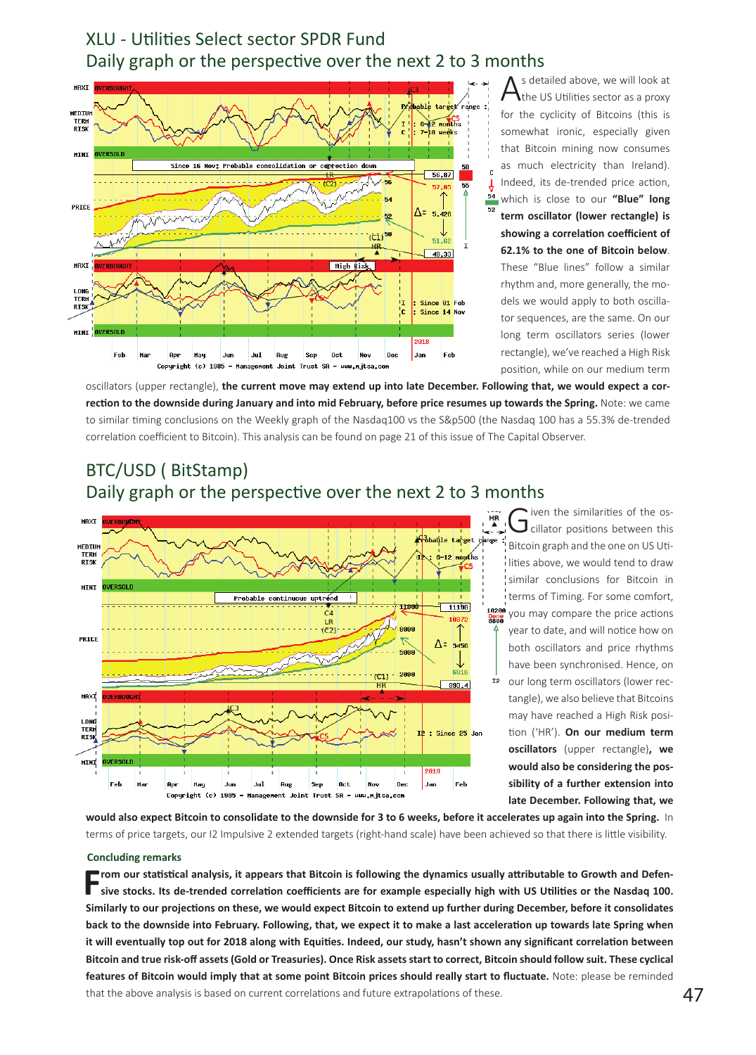## XLU - Utilities Select sector SPDR Fund
## Daily graph or the perspective over the next 2 to 3 months

MAXI OVERBOUGHT
MEDIUM TERM RISK
MINI OVERSOLD
Probable target range
I : 6-12 months
C : 7-10 weeks
Since 16 Nov: Probable consolidation or correction down
PRICE
56.87
57.05
Δ= 5.426
51.62
48.33
MAXI OVERBOUGHT
High Risk
LONG TERM RISK
I : Since 01 Feb
C : Since 14 Nov
MINI OVERSOLD
2018
Feb Mar Apr May Jun Jul Aug Sep Oct Nov Dec Jan Feb
Copyright (c) 1985 - Management Joint Trust SA - www.mjtsa.com

As detailed above, we will look at the US Utilities sector as a proxy for the cyclicity of Bitcoins (this is somewhat ironic, especially given that Bitcoin mining now consumes as much electricity than Ireland). Indeed, its de-trended price action, which is close to our **"Blue" long term oscillator (lower rectangle) is showing a correlation coefficient of 62.1% to the one of Bitcoin below**. These "Blue lines" follow a similar rhythm and, more generally, the models we would apply to both oscillator sequences, are the same. On our long term oscillators series (lower rectangle), we've reached a High Risk position, while on our medium term oscillators (upper rectangle), **the current move may extend up into late December. Following that, we would expect a correction to the downside during January and into mid February, before price resumes up towards the Spring.** Note: we came to similar timing conclusions on the Weekly graph of the Nasdaq100 vs the S&p500 (the Nasdaq 100 has a 55.3% de-trended correlation coefficient to Bitcoin). This analysis can be found on page 21 of this issue of The Capital Observer.

## BTC/USD ( BitStamp)
## Daily graph or the perspective over the next 2 to 3 months

MAXI OVERBOUGHT
MEDIUM TERM RISK
MINI OVERSOLD
Probable target range
I2 : 6-12 months
Probable continuous uptrend
PRICE
11198
10872
Δ= 9456
6016
893.4
MAXI OVERBOUGHT
LONG TERM RISK
I2 : Since 25 Jan
MINI OVERSOLD
2018
Feb Mar Apr May Jun Jul Aug Sep Oct Nov Dec Jan Feb
Copyright (c) 1985 - Management Joint Trust SA - www.mjtsa.com

Given the similarities of the oscillator positions between this Bitcoin graph and the one on US Utilities above, we would tend to draw similar conclusions for Bitcoin in terms of Timing. For some comfort, you may compare the price actions year to date, and will notice how on both oscillators and price rhythms have been synchronised. Hence, on our long term oscillators (lower rectangle), we also believe that Bitcoins may have reached a High Risk position ('HR'). **On our medium term oscillators** (upper rectangle)**, we would also be considering the possibility of a further extension into late December. Following that, we would also expect Bitcoin to consolidate to the downside for 3 to 6 weeks, before it accelerates up again into the Spring.** In terms of price targets, our I2 Impulsive 2 extended targets (right-hand scale) have been achieved so that there is little visibility.

### Concluding remarks

**From our statistical analysis, it appears that Bitcoin is following the dynamics usually attributable to Growth and Defensive stocks. Its de-trended correlation coefficients are for example especially high with US Utilities or the Nasdaq 100. Similarly to our projections on these, we would expect Bitcoin to extend up further during December, before it consolidates back to the downside into February. Following, that, we expect it to make a last acceleration up towards late Spring when it will eventually top out for 2018 along with Equities. Indeed, our study, hasn't shown any significant correlation between Bitcoin and true risk-off assets (Gold or Treasuries). Once Risk assets start to correct, Bitcoin should follow suit. These cyclical features of Bitcoin would imply that at some point Bitcoin prices should really start to fluctuate.** Note: please be reminded that the above analysis is based on current correlations and future extrapolations of these.